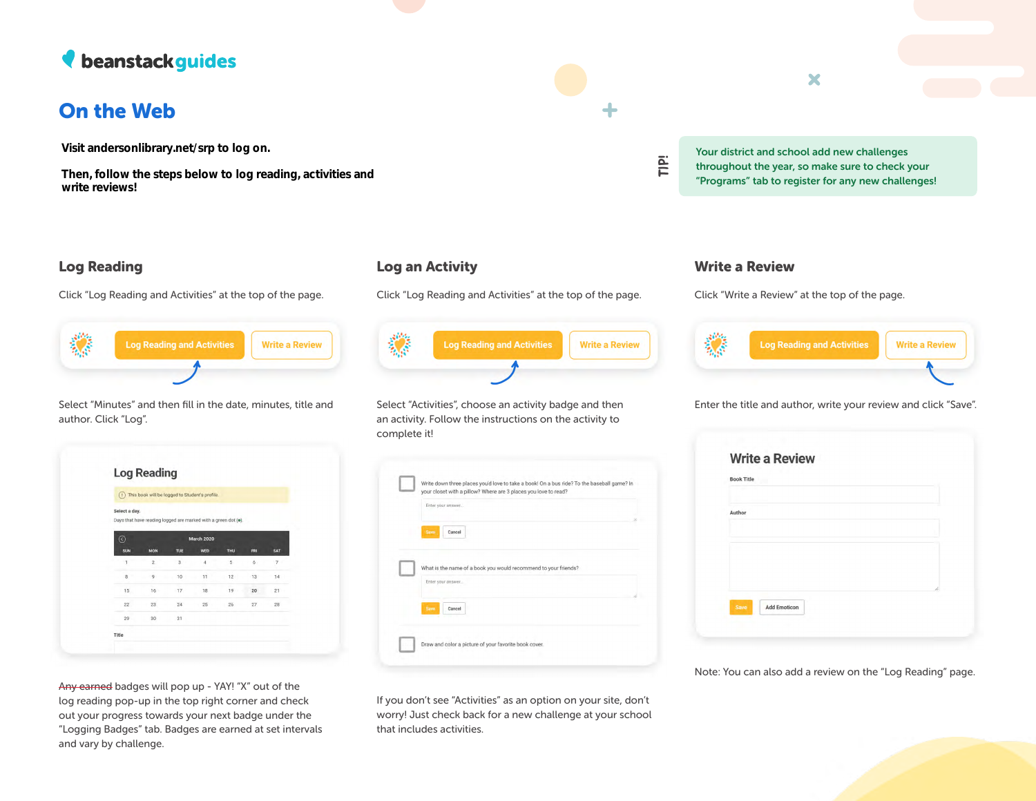beanstack guides

# On the Web

**Visit andersonlibrary.net/srp to log on.**

**Then, follow the steps below to log reading, activities and write reviews!**

**TIP!** Your district and school add new challenges throughout the year, so make sure to check your "Programs" tab to register for any new challenges!

## Log Reading

Click "Log Reading and Activities" at the top of the page.

Select "Minutes" and then fill in the date, minutes, title and author. Click "Log".

~~Any earned~~ badges will pop up - YAY! "X" out of the log reading pop-up in the top right corner and check out your progress towards your next badge under the "Logging Badges" tab. Badges are earned at set intervals and vary by challenge.

## Log an Activity

Click "Log Reading and Activities" at the top of the page.

Select "Activities", choose an activity badge and then an activity. Follow the instructions on the activity to complete it!

If you don't see "Activities" as an option on your site, don't worry! Just check back for a new challenge at your school that includes activities.

## Write a Review

Click "Write a Review" at the top of the page.

Enter the title and author, write your review and click "Save".

Note: You can also add a review on the "Log Reading" page.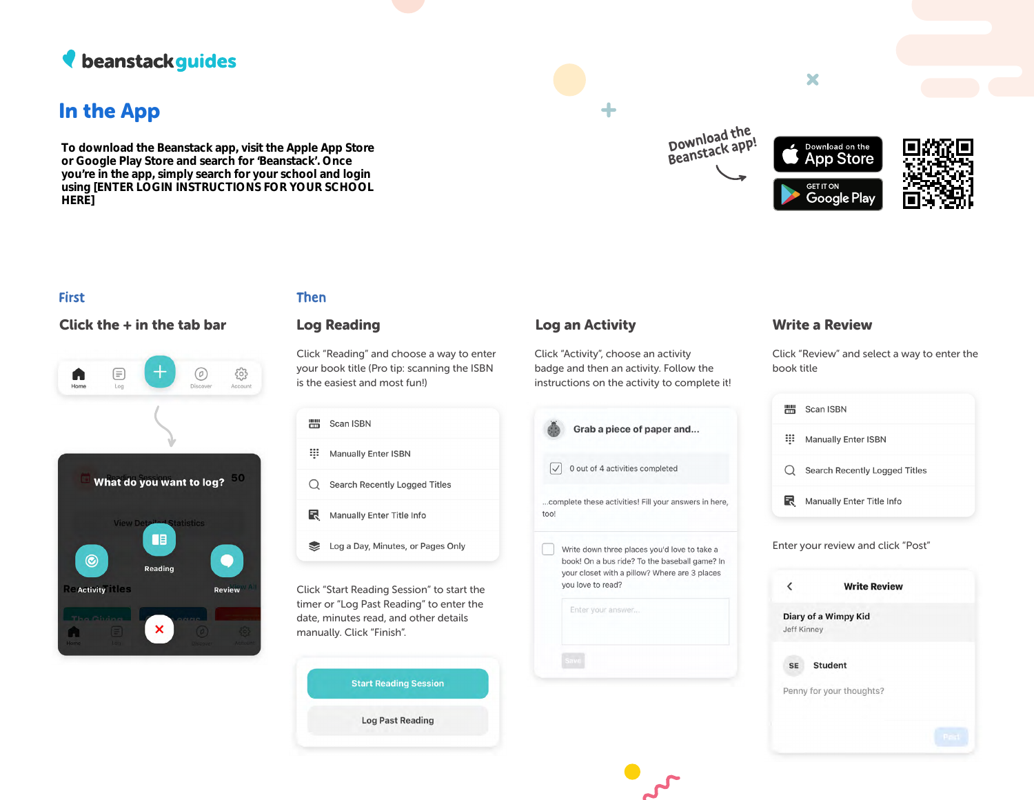beanstackguides

# In the App

**To download the Beanstack app, visit the Apple App Store or Google Play Store and search for 'Beanstack'. Once you're in the app, simply search for your school and login using [ENTER LOGIN INSTRUCTIONS FOR YOUR SCHOOL HERE]**

Download the Beanstack app!

Download on the App Store

GET IT ON Google Play

### First

## Click the + in the tab bar

Home
Log
Discover
Account

What do you want to log?

Activity
Reading
Review

### Then

## Log Reading

Click "Reading" and choose a way to enter your book title (Pro tip: scanning the ISBN is the easiest and most fun!)

- Scan ISBN
- Manually Enter ISBN
- Search Recently Logged Titles
- Manually Enter Title Info
- Log a Day, Minutes, or Pages Only

Click "Start Reading Session" to start the timer or "Log Past Reading" to enter the date, minutes read, and other details manually. Click "Finish".

Start Reading Session

Log Past Reading

## Log an Activity

Click "Activity", choose an activity badge and then an activity. Follow the instructions on the activity to complete it!

Grab a piece of paper and...

0 out of 4 activities completed

...complete these activities! Fill your answers in here, too!

Write down three places you'd love to take a book! On a bus ride? To the baseball game? In your closet with a pillow? Where are 3 places you love to read?

Enter your answer...

Save

## Write a Review

Click "Review" and select a way to enter the book title

- Scan ISBN
- Manually Enter ISBN
- Search Recently Logged Titles
- Manually Enter Title Info

Enter your review and click "Post"

Write Review

Diary of a Wimpy Kid
Jeff Kinney

SE Student

Penny for your thoughts?

Post